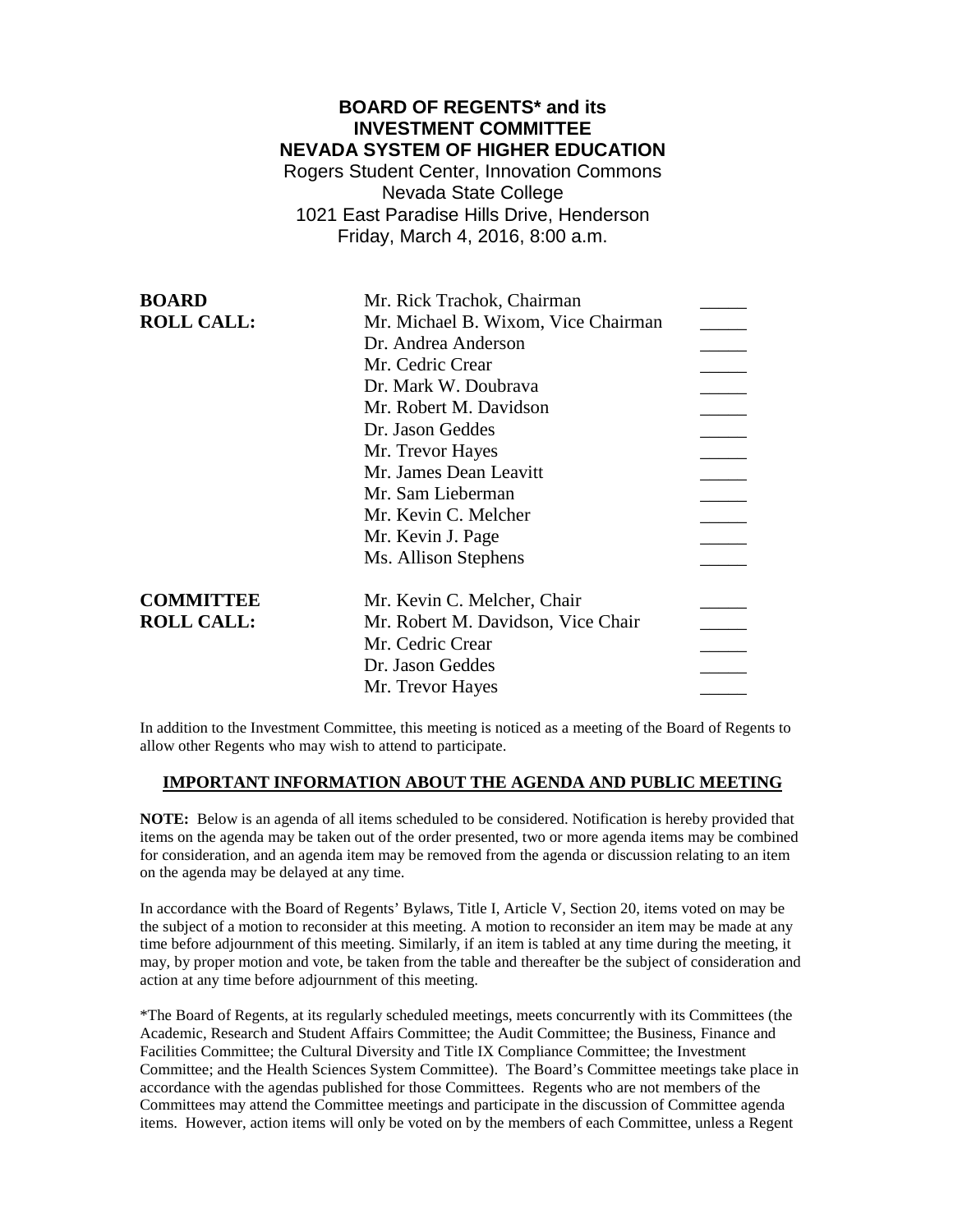# BOARD OF REGENTS* and its INVESTMENT COMMITTEE NEVADA SYSTEM OF HIGHER EDUCATION

Rogers Student Center, Innovation Commons
Nevada State College
1021 East Paradise Hills Drive, Henderson
Friday, March 4, 2016, 8:00 a.m.

| | | |
|---|---|---|
| **BOARD ROLL CALL:** | Mr. Rick Trachok, Chairman | _____ |
| | Mr. Michael B. Wixom, Vice Chairman | _____ |
| | Dr. Andrea Anderson | _____ |
| | Mr. Cedric Crear | _____ |
| | Dr. Mark W. Doubrava | _____ |
| | Mr. Robert M. Davidson | _____ |
| | Dr. Jason Geddes | _____ |
| | Mr. Trevor Hayes | _____ |
| | Mr. James Dean Leavitt | _____ |
| | Mr. Sam Lieberman | _____ |
| | Mr. Kevin C. Melcher | _____ |
| | Mr. Kevin J. Page | _____ |
| | Ms. Allison Stephens | _____ |
| **COMMITTEE ROLL CALL:** | Mr. Kevin C. Melcher, Chair | _____ |
| | Mr. Robert M. Davidson, Vice Chair | _____ |
| | Mr. Cedric Crear | _____ |
| | Dr. Jason Geddes | _____ |
| | Mr. Trevor Hayes | _____ |

In addition to the Investment Committee, this meeting is noticed as a meeting of the Board of Regents to allow other Regents who may wish to attend to participate.

## IMPORTANT INFORMATION ABOUT THE AGENDA AND PUBLIC MEETING

**NOTE:** Below is an agenda of all items scheduled to be considered. Notification is hereby provided that items on the agenda may be taken out of the order presented, two or more agenda items may be combined for consideration, and an agenda item may be removed from the agenda or discussion relating to an item on the agenda may be delayed at any time.

In accordance with the Board of Regents' Bylaws, Title I, Article V, Section 20, items voted on may be the subject of a motion to reconsider at this meeting. A motion to reconsider an item may be made at any time before adjournment of this meeting. Similarly, if an item is tabled at any time during the meeting, it may, by proper motion and vote, be taken from the table and thereafter be the subject of consideration and action at any time before adjournment of this meeting.

*The Board of Regents, at its regularly scheduled meetings, meets concurrently with its Committees (the Academic, Research and Student Affairs Committee; the Audit Committee; the Business, Finance and Facilities Committee; the Cultural Diversity and Title IX Compliance Committee; the Investment Committee; and the Health Sciences System Committee). The Board's Committee meetings take place in accordance with the agendas published for those Committees. Regents who are not members of the Committees may attend the Committee meetings and participate in the discussion of Committee agenda items. However, action items will only be voted on by the members of each Committee, unless a Regent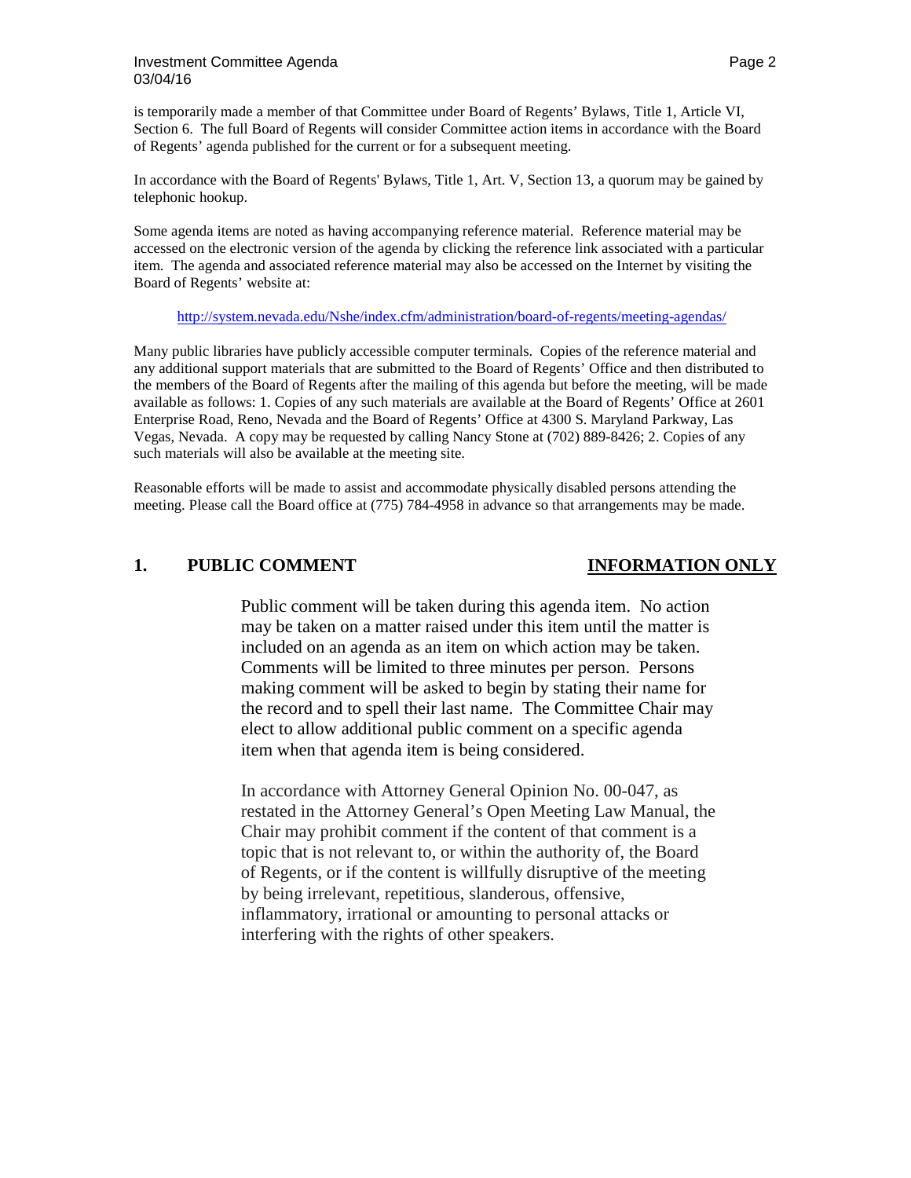is temporarily made a member of that Committee under Board of Regents' Bylaws, Title 1, Article VI, Section 6. The full Board of Regents will consider Committee action items in accordance with the Board of Regents' agenda published for the current or for a subsequent meeting.

In accordance with the Board of Regents' Bylaws, Title 1, Art. V, Section 13, a quorum may be gained by telephonic hookup.

Some agenda items are noted as having accompanying reference material. Reference material may be accessed on the electronic version of the agenda by clicking the reference link associated with a particular item. The agenda and associated reference material may also be accessed on the Internet by visiting the Board of Regents' website at:

http://system.nevada.edu/Nshe/index.cfm/administration/board-of-regents/meeting-agendas/

Many public libraries have publicly accessible computer terminals. Copies of the reference material and any additional support materials that are submitted to the Board of Regents' Office and then distributed to the members of the Board of Regents after the mailing of this agenda but before the meeting, will be made available as follows: 1. Copies of any such materials are available at the Board of Regents' Office at 2601 Enterprise Road, Reno, Nevada and the Board of Regents' Office at 4300 S. Maryland Parkway, Las Vegas, Nevada. A copy may be requested by calling Nancy Stone at (702) 889-8426; 2. Copies of any such materials will also be available at the meeting site.

Reasonable efforts will be made to assist and accommodate physically disabled persons attending the meeting. Please call the Board office at (775) 784-4958 in advance so that arrangements may be made.

## 1. PUBLIC COMMENT — INFORMATION ONLY

Public comment will be taken during this agenda item. No action may be taken on a matter raised under this item until the matter is included on an agenda as an item on which action may be taken. Comments will be limited to three minutes per person. Persons making comment will be asked to begin by stating their name for the record and to spell their last name. The Committee Chair may elect to allow additional public comment on a specific agenda item when that agenda item is being considered.

In accordance with Attorney General Opinion No. 00-047, as restated in the Attorney General's Open Meeting Law Manual, the Chair may prohibit comment if the content of that comment is a topic that is not relevant to, or within the authority of, the Board of Regents, or if the content is willfully disruptive of the meeting by being irrelevant, repetitious, slanderous, offensive, inflammatory, irrational or amounting to personal attacks or interfering with the rights of other speakers.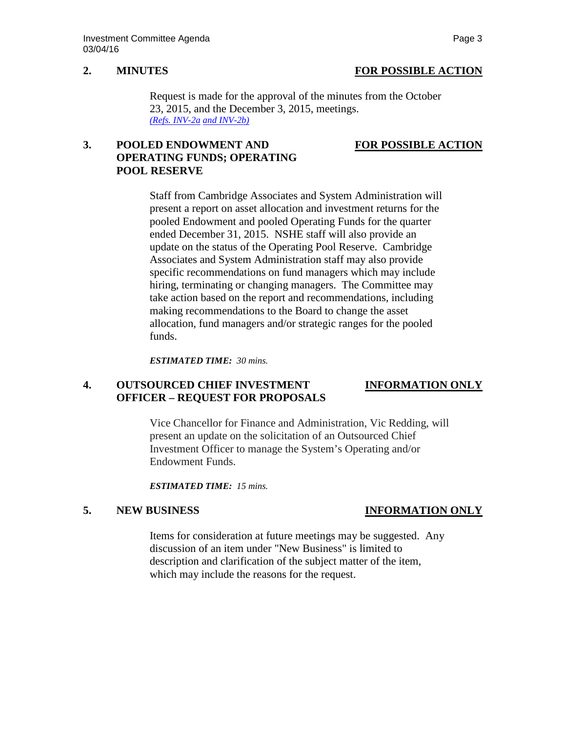## 2. MINUTES — FOR POSSIBLE ACTION

Request is made for the approval of the minutes from the October 23, 2015, and the December 3, 2015, meetings.
*(Refs. INV-2a and INV-2b)*

## 3. POOLED ENDOWMENT AND OPERATING FUNDS; OPERATING POOL RESERVE — FOR POSSIBLE ACTION

Staff from Cambridge Associates and System Administration will present a report on asset allocation and investment returns for the pooled Endowment and pooled Operating Funds for the quarter ended December 31, 2015. NSHE staff will also provide an update on the status of the Operating Pool Reserve. Cambridge Associates and System Administration staff may also provide specific recommendations on fund managers which may include hiring, terminating or changing managers. The Committee may take action based on the report and recommendations, including making recommendations to the Board to change the asset allocation, fund managers and/or strategic ranges for the pooled funds.

***ESTIMATED TIME:*** *30 mins.*

## 4. OUTSOURCED CHIEF INVESTMENT OFFICER – REQUEST FOR PROPOSALS — INFORMATION ONLY

Vice Chancellor for Finance and Administration, Vic Redding, will present an update on the solicitation of an Outsourced Chief Investment Officer to manage the System's Operating and/or Endowment Funds.

***ESTIMATED TIME:*** *15 mins.*

## 5. NEW BUSINESS — INFORMATION ONLY

Items for consideration at future meetings may be suggested. Any discussion of an item under "New Business" is limited to description and clarification of the subject matter of the item, which may include the reasons for the request.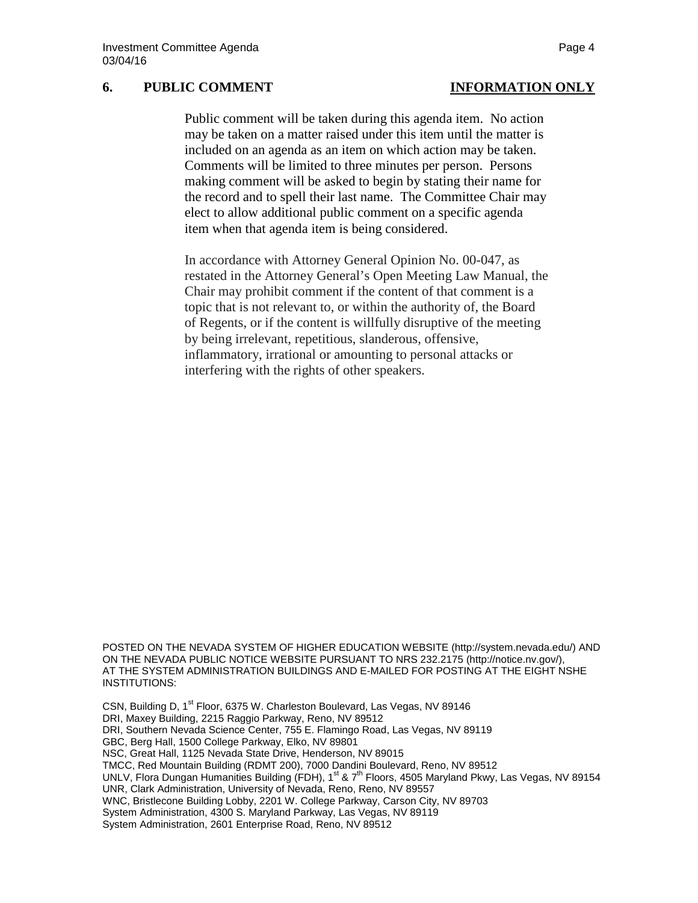## 6. PUBLIC COMMENT **INFORMATION ONLY**

Public comment will be taken during this agenda item. No action may be taken on a matter raised under this item until the matter is included on an agenda as an item on which action may be taken. Comments will be limited to three minutes per person. Persons making comment will be asked to begin by stating their name for the record and to spell their last name. The Committee Chair may elect to allow additional public comment on a specific agenda item when that agenda item is being considered.

In accordance with Attorney General Opinion No. 00-047, as restated in the Attorney General's Open Meeting Law Manual, the Chair may prohibit comment if the content of that comment is a topic that is not relevant to, or within the authority of, the Board of Regents, or if the content is willfully disruptive of the meeting by being irrelevant, repetitious, slanderous, offensive, inflammatory, irrational or amounting to personal attacks or interfering with the rights of other speakers.

POSTED ON THE NEVADA SYSTEM OF HIGHER EDUCATION WEBSITE (http://system.nevada.edu/) AND ON THE NEVADA PUBLIC NOTICE WEBSITE PURSUANT TO NRS 232.2175 (http://notice.nv.gov/), AT THE SYSTEM ADMINISTRATION BUILDINGS AND E-MAILED FOR POSTING AT THE EIGHT NSHE INSTITUTIONS:

CSN, Building D, 1st Floor, 6375 W. Charleston Boulevard, Las Vegas, NV 89146
DRI, Maxey Building, 2215 Raggio Parkway, Reno, NV 89512
DRI, Southern Nevada Science Center, 755 E. Flamingo Road, Las Vegas, NV 89119
GBC, Berg Hall, 1500 College Parkway, Elko, NV 89801
NSC, Great Hall, 1125 Nevada State Drive, Henderson, NV 89015
TMCC, Red Mountain Building (RDMT 200), 7000 Dandini Boulevard, Reno, NV 89512
UNLV, Flora Dungan Humanities Building (FDH), 1st & 7th Floors, 4505 Maryland Pkwy, Las Vegas, NV 89154
UNR, Clark Administration, University of Nevada, Reno, Reno, NV 89557
WNC, Bristlecone Building Lobby, 2201 W. College Parkway, Carson City, NV 89703
System Administration, 4300 S. Maryland Parkway, Las Vegas, NV 89119
System Administration, 2601 Enterprise Road, Reno, NV 89512